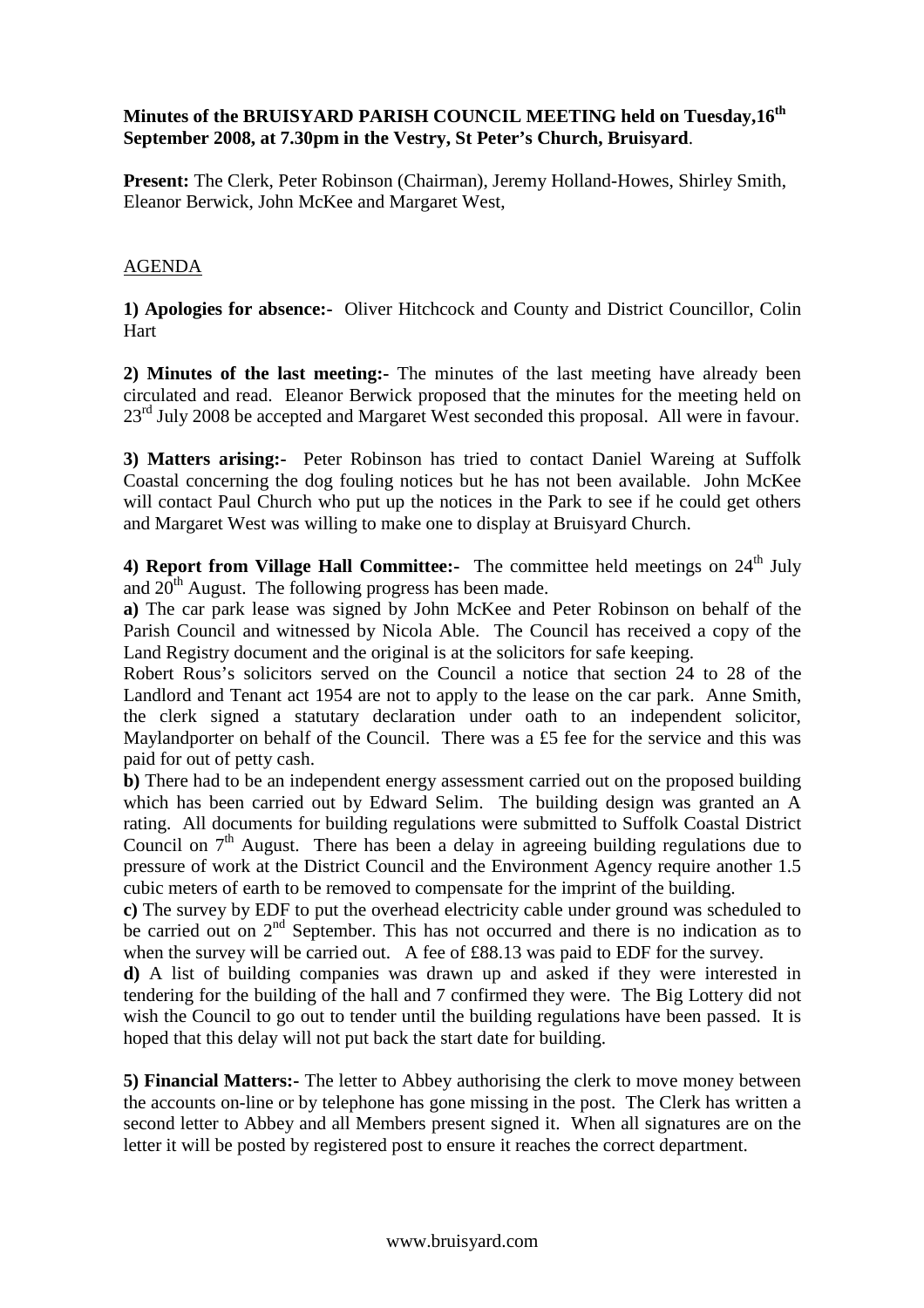**Minutes of the BRUISYARD PARISH COUNCIL MEETING held on Tuesday,16th September 2008, at 7.30pm in the Vestry, St Peter's Church, Bruisyard**.

**Present:** The Clerk, Peter Robinson (Chairman), Jeremy Holland-Howes, Shirley Smith, Eleanor Berwick, John McKee and Margaret West,

AGENDA

**1) Apologies for absence:-** Oliver Hitchcock and County and District Councillor, Colin Hart

**2) Minutes of the last meeting:-** The minutes of the last meeting have already been circulated and read. Eleanor Berwick proposed that the minutes for the meeting held on 23rd July 2008 be accepted and Margaret West seconded this proposal. All were in favour.

**3) Matters arising:-** Peter Robinson has tried to contact Daniel Wareing at Suffolk Coastal concerning the dog fouling notices but he has not been available. John McKee will contact Paul Church who put up the notices in the Park to see if he could get others and Margaret West was willing to make one to display at Bruisyard Church.

**4) Report from Village Hall Committee:-** The committee held meetings on 24th July and 20th August. The following progress has been made.

**a)** The car park lease was signed by John McKee and Peter Robinson on behalf of the Parish Council and witnessed by Nicola Able. The Council has received a copy of the Land Registry document and the original is at the solicitors for safe keeping.

Robert Rous's solicitors served on the Council a notice that section 24 to 28 of the Landlord and Tenant act 1954 are not to apply to the lease on the car park. Anne Smith, the clerk signed a statutary declaration under oath to an independent solicitor, Maylandporter on behalf of the Council. There was a £5 fee for the service and this was paid for out of petty cash.

**b)** There had to be an independent energy assessment carried out on the proposed building which has been carried out by Edward Selim. The building design was granted an A rating. All documents for building regulations were submitted to Suffolk Coastal District Council on 7th August. There has been a delay in agreeing building regulations due to pressure of work at the District Council and the Environment Agency require another 1.5 cubic meters of earth to be removed to compensate for the imprint of the building.

**c)** The survey by EDF to put the overhead electricity cable under ground was scheduled to be carried out on 2nd September. This has not occurred and there is no indication as to when the survey will be carried out. A fee of £88.13 was paid to EDF for the survey.

**d)** A list of building companies was drawn up and asked if they were interested in tendering for the building of the hall and 7 confirmed they were. The Big Lottery did not wish the Council to go out to tender until the building regulations have been passed. It is hoped that this delay will not put back the start date for building.

**5) Financial Matters:-** The letter to Abbey authorising the clerk to move money between the accounts on-line or by telephone has gone missing in the post. The Clerk has written a second letter to Abbey and all Members present signed it. When all signatures are on the letter it will be posted by registered post to ensure it reaches the correct department.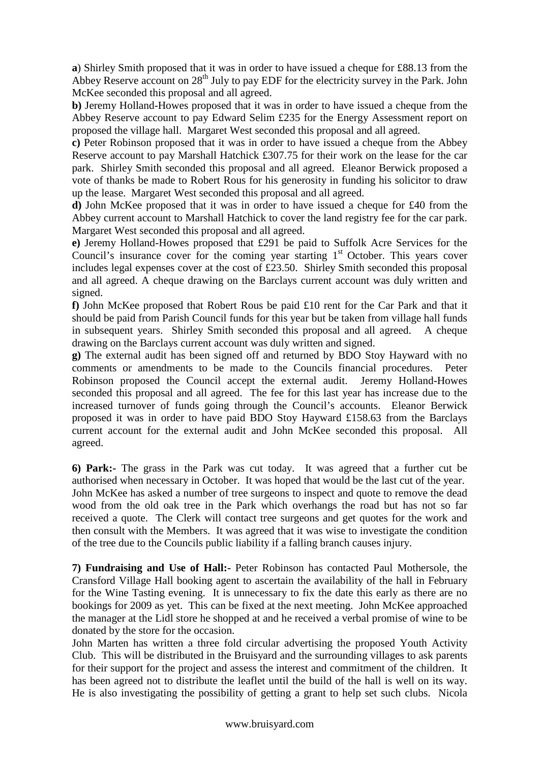**a**) Shirley Smith proposed that it was in order to have issued a cheque for £88.13 from the Abbey Reserve account on 28th July to pay EDF for the electricity survey in the Park. John McKee seconded this proposal and all agreed.

**b)** Jeremy Holland-Howes proposed that it was in order to have issued a cheque from the Abbey Reserve account to pay Edward Selim £235 for the Energy Assessment report on proposed the village hall. Margaret West seconded this proposal and all agreed.

**c)** Peter Robinson proposed that it was in order to have issued a cheque from the Abbey Reserve account to pay Marshall Hatchick £307.75 for their work on the lease for the car park. Shirley Smith seconded this proposal and all agreed. Eleanor Berwick proposed a vote of thanks be made to Robert Rous for his generosity in funding his solicitor to draw up the lease. Margaret West seconded this proposal and all agreed.

**d)** John McKee proposed that it was in order to have issued a cheque for £40 from the Abbey current account to Marshall Hatchick to cover the land registry fee for the car park. Margaret West seconded this proposal and all agreed.

**e)** Jeremy Holland-Howes proposed that £291 be paid to Suffolk Acre Services for the Council's insurance cover for the coming year starting 1st October. This years cover includes legal expenses cover at the cost of £23.50. Shirley Smith seconded this proposal and all agreed. A cheque drawing on the Barclays current account was duly written and signed.

**f)** John McKee proposed that Robert Rous be paid £10 rent for the Car Park and that it should be paid from Parish Council funds for this year but be taken from village hall funds in subsequent years. Shirley Smith seconded this proposal and all agreed. A cheque drawing on the Barclays current account was duly written and signed.

**g)** The external audit has been signed off and returned by BDO Stoy Hayward with no comments or amendments to be made to the Councils financial procedures. Peter Robinson proposed the Council accept the external audit. Jeremy Holland-Howes seconded this proposal and all agreed. The fee for this last year has increase due to the increased turnover of funds going through the Council's accounts. Eleanor Berwick proposed it was in order to have paid BDO Stoy Hayward £158.63 from the Barclays current account for the external audit and John McKee seconded this proposal. All agreed.

**6) Park:-** The grass in the Park was cut today. It was agreed that a further cut be authorised when necessary in October. It was hoped that would be the last cut of the year. John McKee has asked a number of tree surgeons to inspect and quote to remove the dead wood from the old oak tree in the Park which overhangs the road but has not so far received a quote. The Clerk will contact tree surgeons and get quotes for the work and then consult with the Members. It was agreed that it was wise to investigate the condition of the tree due to the Councils public liability if a falling branch causes injury.

**7) Fundraising and Use of Hall:-** Peter Robinson has contacted Paul Mothersole, the Cransford Village Hall booking agent to ascertain the availability of the hall in February for the Wine Tasting evening. It is unnecessary to fix the date this early as there are no bookings for 2009 as yet. This can be fixed at the next meeting. John McKee approached the manager at the Lidl store he shopped at and he received a verbal promise of wine to be donated by the store for the occasion.

John Marten has written a three fold circular advertising the proposed Youth Activity Club. This will be distributed in the Bruisyard and the surrounding villages to ask parents for their support for the project and assess the interest and commitment of the children. It has been agreed not to distribute the leaflet until the build of the hall is well on its way. He is also investigating the possibility of getting a grant to help set such clubs. Nicola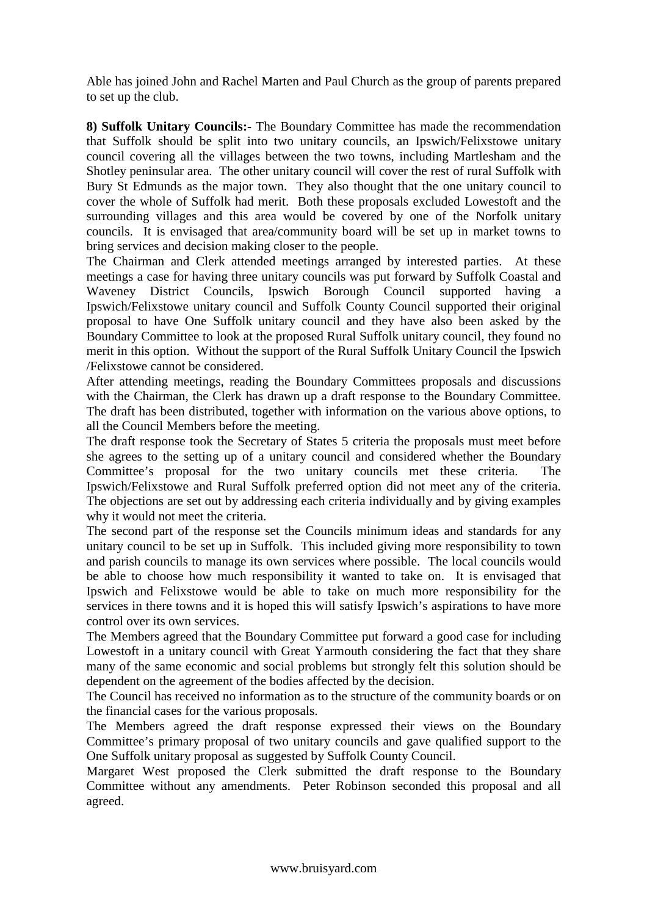Able has joined John and Rachel Marten and Paul Church as the group of parents prepared to set up the club.

**8) Suffolk Unitary Councils:-** The Boundary Committee has made the recommendation that Suffolk should be split into two unitary councils, an Ipswich/Felixstowe unitary council covering all the villages between the two towns, including Martlesham and the Shotley peninsular area. The other unitary council will cover the rest of rural Suffolk with Bury St Edmunds as the major town. They also thought that the one unitary council to cover the whole of Suffolk had merit. Both these proposals excluded Lowestoft and the surrounding villages and this area would be covered by one of the Norfolk unitary councils. It is envisaged that area/community board will be set up in market towns to bring services and decision making closer to the people.

The Chairman and Clerk attended meetings arranged by interested parties. At these meetings a case for having three unitary councils was put forward by Suffolk Coastal and Waveney District Councils, Ipswich Borough Council supported having a Ipswich/Felixstowe unitary council and Suffolk County Council supported their original proposal to have One Suffolk unitary council and they have also been asked by the Boundary Committee to look at the proposed Rural Suffolk unitary council, they found no merit in this option. Without the support of the Rural Suffolk Unitary Council the Ipswich /Felixstowe cannot be considered.

After attending meetings, reading the Boundary Committees proposals and discussions with the Chairman, the Clerk has drawn up a draft response to the Boundary Committee. The draft has been distributed, together with information on the various above options, to all the Council Members before the meeting.

The draft response took the Secretary of States 5 criteria the proposals must meet before she agrees to the setting up of a unitary council and considered whether the Boundary Committee's proposal for the two unitary councils met these criteria. The Ipswich/Felixstowe and Rural Suffolk preferred option did not meet any of the criteria. The objections are set out by addressing each criteria individually and by giving examples why it would not meet the criteria.

The second part of the response set the Councils minimum ideas and standards for any unitary council to be set up in Suffolk. This included giving more responsibility to town and parish councils to manage its own services where possible. The local councils would be able to choose how much responsibility it wanted to take on. It is envisaged that Ipswich and Felixstowe would be able to take on much more responsibility for the services in there towns and it is hoped this will satisfy Ipswich's aspirations to have more control over its own services.

The Members agreed that the Boundary Committee put forward a good case for including Lowestoft in a unitary council with Great Yarmouth considering the fact that they share many of the same economic and social problems but strongly felt this solution should be dependent on the agreement of the bodies affected by the decision.

The Council has received no information as to the structure of the community boards or on the financial cases for the various proposals.

The Members agreed the draft response expressed their views on the Boundary Committee's primary proposal of two unitary councils and gave qualified support to the One Suffolk unitary proposal as suggested by Suffolk County Council.

Margaret West proposed the Clerk submitted the draft response to the Boundary Committee without any amendments. Peter Robinson seconded this proposal and all agreed.

www.bruisyard.com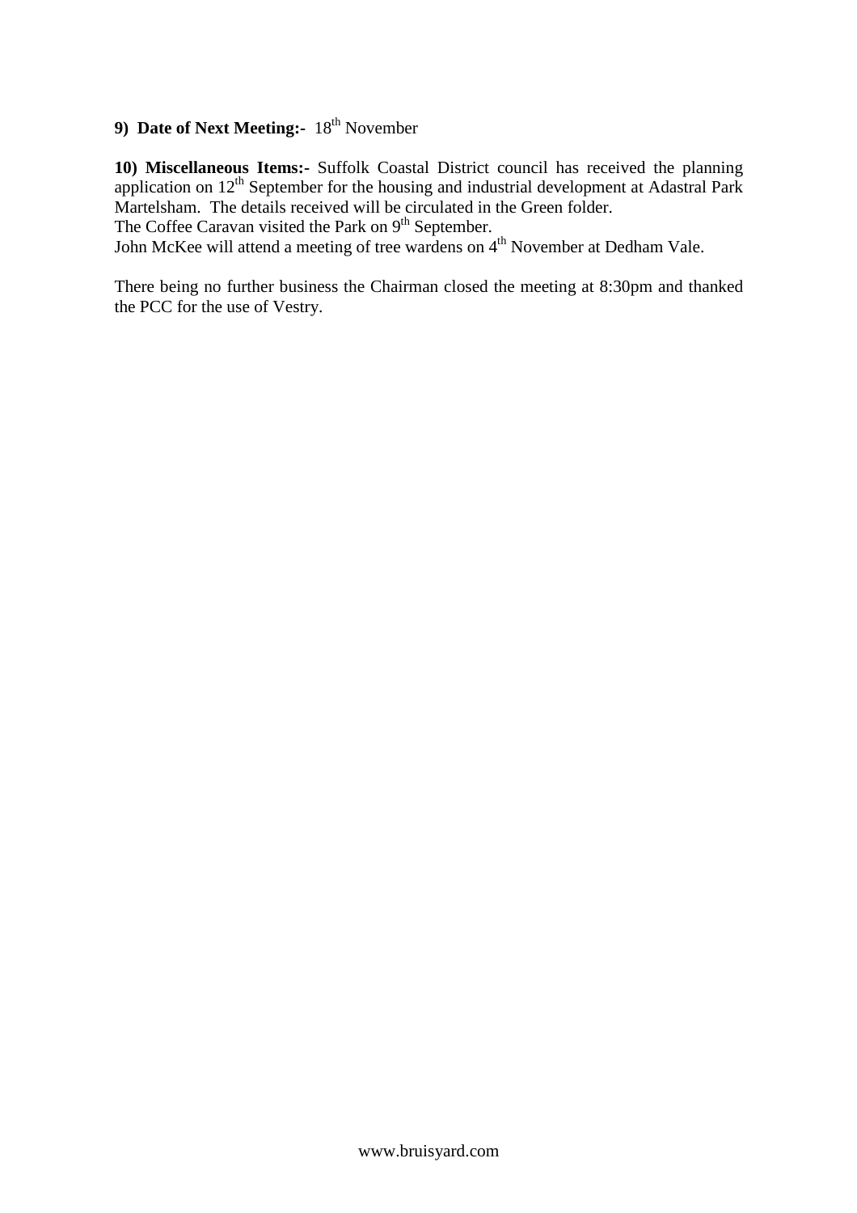**9) Date of Next Meeting:-** 18th November

**10) Miscellaneous Items:-** Suffolk Coastal District council has received the planning application on 12th September for the housing and industrial development at Adastral Park Martelsham. The details received will be circulated in the Green folder.
The Coffee Caravan visited the Park on 9th September.
John McKee will attend a meeting of tree wardens on 4th November at Dedham Vale.

There being no further business the Chairman closed the meeting at 8:30pm and thanked the PCC for the use of Vestry.